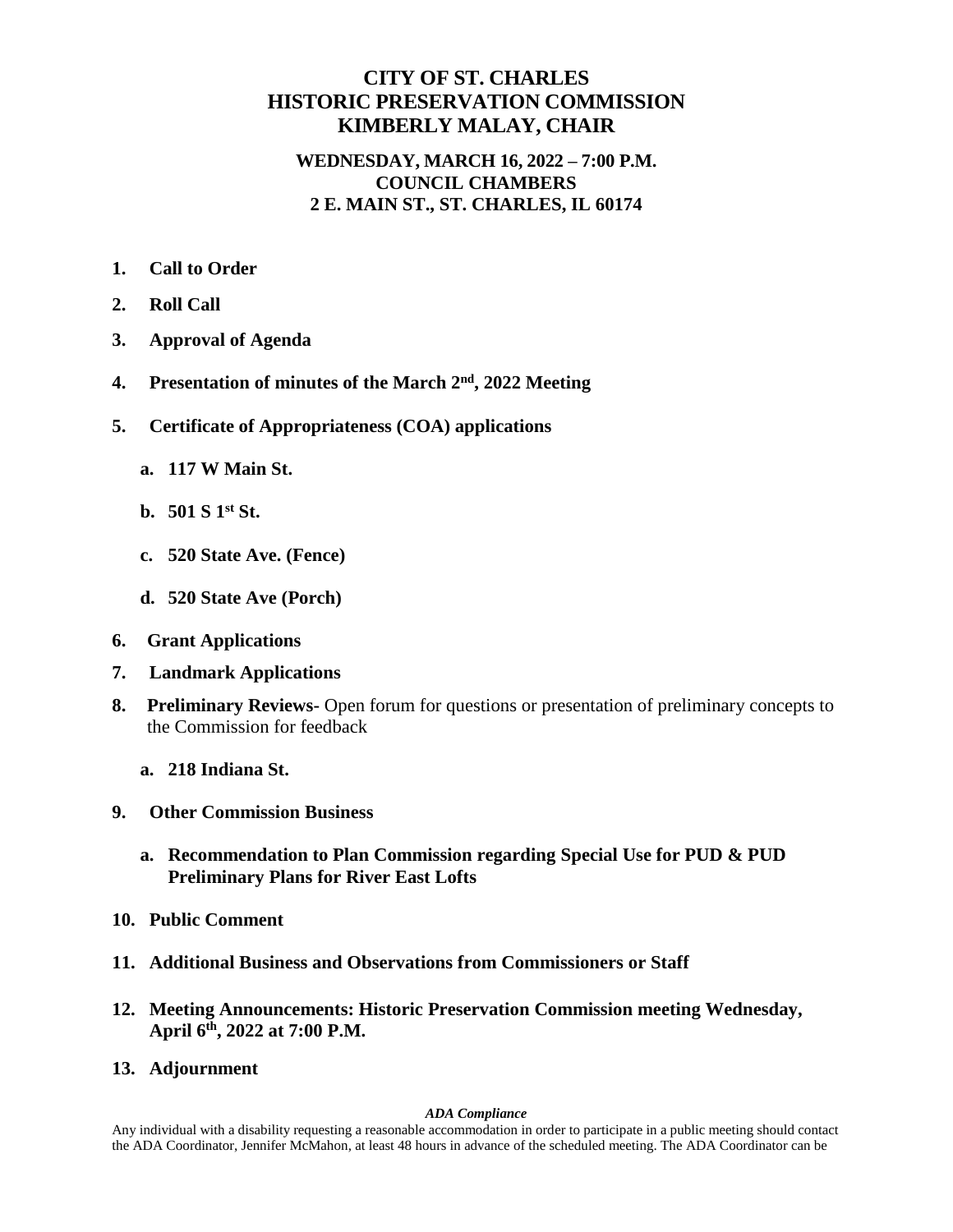# CITY OF ST. CHARLES
# HISTORIC PRESERVATION COMMISSION
# KIMBERLY MALAY, CHAIR

## WEDNESDAY, MARCH 16, 2022 – 7:00 P.M.
## COUNCIL CHAMBERS
## 2 E. MAIN ST., ST. CHARLES, IL 60174

1. **Call to Order**
2. **Roll Call**
3. **Approval of Agenda**
4. **Presentation of minutes of the March 2nd, 2022 Meeting**
5. **Certificate of Appropriateness (COA) applications**
   a. **117 W Main St.**
   b. **501 S 1st St.**
   c. **520 State Ave. (Fence)**
   d. **520 State Ave (Porch)**
6. **Grant Applications**
7. **Landmark Applications**
8. **Preliminary Reviews-** Open forum for questions or presentation of preliminary concepts to the Commission for feedback
   a. **218 Indiana St.**
9. **Other Commission Business**
   a. **Recommendation to Plan Commission regarding Special Use for PUD & PUD Preliminary Plans for River East Lofts**
10. **Public Comment**
11. **Additional Business and Observations from Commissioners or Staff**
12. **Meeting Announcements: Historic Preservation Commission meeting Wednesday, April 6th, 2022 at 7:00 P.M.**
13. **Adjournment**

***ADA Compliance***

Any individual with a disability requesting a reasonable accommodation in order to participate in a public meeting should contact the ADA Coordinator, Jennifer McMahon, at least 48 hours in advance of the scheduled meeting. The ADA Coordinator can be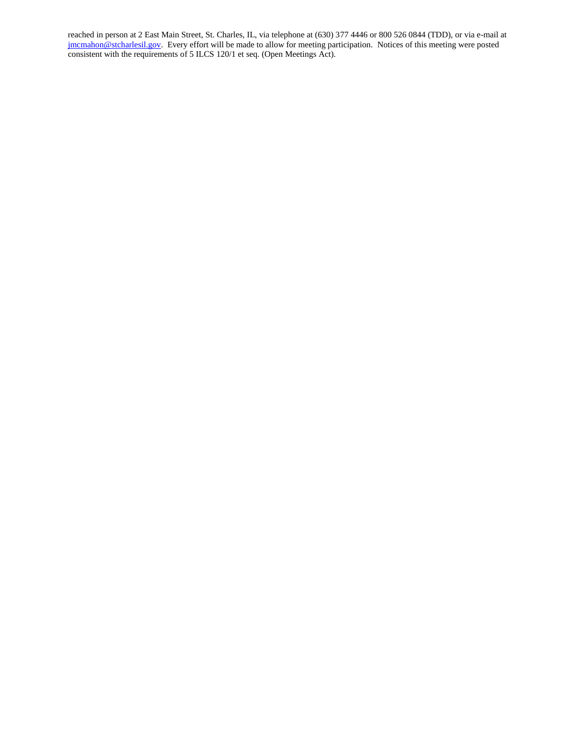reached in person at 2 East Main Street, St. Charles, IL, via telephone at (630) 377 4446 or 800 526 0844 (TDD), or via e-mail at jmcmahon@stcharlesil.gov. Every effort will be made to allow for meeting participation. Notices of this meeting were posted consistent with the requirements of 5 ILCS 120/1 et seq. (Open Meetings Act).